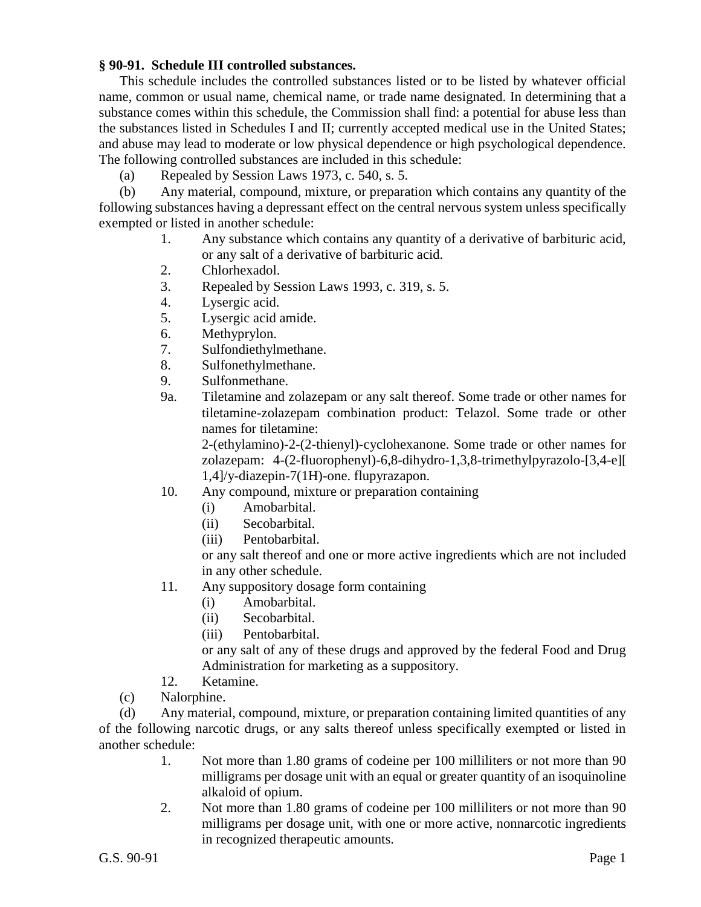**§ 90-91. Schedule III controlled substances.**

This schedule includes the controlled substances listed or to be listed by whatever official name, common or usual name, chemical name, or trade name designated. In determining that a substance comes within this schedule, the Commission shall find: a potential for abuse less than the substances listed in Schedules I and II; currently accepted medical use in the United States; and abuse may lead to moderate or low physical dependence or high psychological dependence. The following controlled substances are included in this schedule:

(a) Repealed by Session Laws 1973, c. 540, s. 5.

(b) Any material, compound, mixture, or preparation which contains any quantity of the following substances having a depressant effect on the central nervous system unless specifically exempted or listed in another schedule:

1. Any substance which contains any quantity of a derivative of barbituric acid, or any salt of a derivative of barbituric acid.
2. Chlorhexadol.
3. Repealed by Session Laws 1993, c. 319, s. 5.
4. Lysergic acid.
5. Lysergic acid amide.
6. Methyprylon.
7. Sulfondiethylmethane.
8. Sulfonethylmethane.
9. Sulfonmethane.

9a. Tiletamine and zolazepam or any salt thereof. Some trade or other names for tiletamine-zolazepam combination product: Telazol. Some trade or other names for tiletamine: 2-(ethylamino)-2-(2-thienyl)-cyclohexanone. Some trade or other names for zolazepam: 4-(2-fluorophenyl)-6,8-dihydro-1,3,8-trimethylpyrazolo-[3,4-e][1,4]/y-diazepin-7(1H)-one. flupyrazapon.

10. Any compound, mixture or preparation containing
    (i) Amobarbital.
    (ii) Secobarbital.
    (iii) Pentobarbital.

    or any salt thereof and one or more active ingredients which are not included in any other schedule.

11. Any suppository dosage form containing
    (i) Amobarbital.
    (ii) Secobarbital.
    (iii) Pentobarbital.

    or any salt of any of these drugs and approved by the federal Food and Drug Administration for marketing as a suppository.

12. Ketamine.

(c) Nalorphine.

(d) Any material, compound, mixture, or preparation containing limited quantities of any of the following narcotic drugs, or any salts thereof unless specifically exempted or listed in another schedule:

1. Not more than 1.80 grams of codeine per 100 milliliters or not more than 90 milligrams per dosage unit with an equal or greater quantity of an isoquinoline alkaloid of opium.
2. Not more than 1.80 grams of codeine per 100 milliliters or not more than 90 milligrams per dosage unit, with one or more active, nonnarcotic ingredients in recognized therapeutic amounts.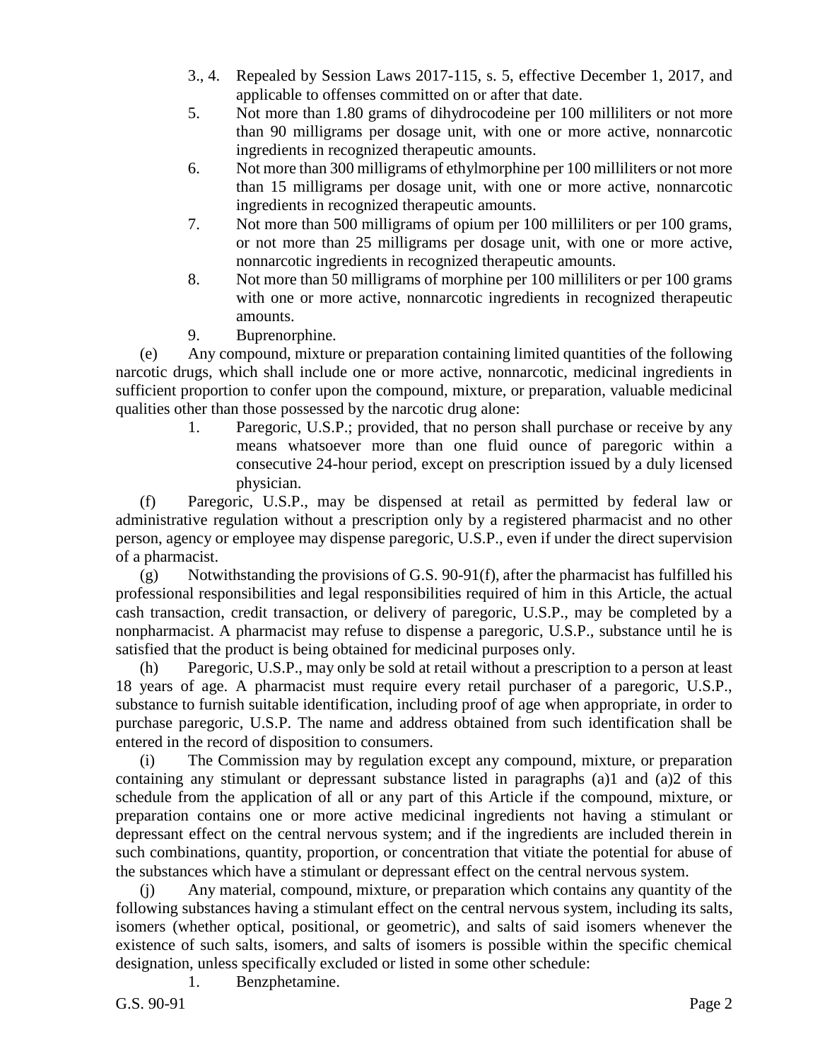3., 4. Repealed by Session Laws 2017-115, s. 5, effective December 1, 2017, and applicable to offenses committed on or after that date.

5. Not more than 1.80 grams of dihydrocodeine per 100 milliliters or not more than 90 milligrams per dosage unit, with one or more active, nonnarcotic ingredients in recognized therapeutic amounts.

6. Not more than 300 milligrams of ethylmorphine per 100 milliliters or not more than 15 milligrams per dosage unit, with one or more active, nonnarcotic ingredients in recognized therapeutic amounts.

7. Not more than 500 milligrams of opium per 100 milliliters or per 100 grams, or not more than 25 milligrams per dosage unit, with one or more active, nonnarcotic ingredients in recognized therapeutic amounts.

8. Not more than 50 milligrams of morphine per 100 milliliters or per 100 grams with one or more active, nonnarcotic ingredients in recognized therapeutic amounts.

9. Buprenorphine.

(e) Any compound, mixture or preparation containing limited quantities of the following narcotic drugs, which shall include one or more active, nonnarcotic, medicinal ingredients in sufficient proportion to confer upon the compound, mixture, or preparation, valuable medicinal qualities other than those possessed by the narcotic drug alone:

1. Paregoric, U.S.P.; provided, that no person shall purchase or receive by any means whatsoever more than one fluid ounce of paregoric within a consecutive 24-hour period, except on prescription issued by a duly licensed physician.

(f) Paregoric, U.S.P., may be dispensed at retail as permitted by federal law or administrative regulation without a prescription only by a registered pharmacist and no other person, agency or employee may dispense paregoric, U.S.P., even if under the direct supervision of a pharmacist.

(g) Notwithstanding the provisions of G.S. 90-91(f), after the pharmacist has fulfilled his professional responsibilities and legal responsibilities required of him in this Article, the actual cash transaction, credit transaction, or delivery of paregoric, U.S.P., may be completed by a nonpharmacist. A pharmacist may refuse to dispense a paregoric, U.S.P., substance until he is satisfied that the product is being obtained for medicinal purposes only.

(h) Paregoric, U.S.P., may only be sold at retail without a prescription to a person at least 18 years of age. A pharmacist must require every retail purchaser of a paregoric, U.S.P., substance to furnish suitable identification, including proof of age when appropriate, in order to purchase paregoric, U.S.P. The name and address obtained from such identification shall be entered in the record of disposition to consumers.

(i) The Commission may by regulation except any compound, mixture, or preparation containing any stimulant or depressant substance listed in paragraphs (a)1 and (a)2 of this schedule from the application of all or any part of this Article if the compound, mixture, or preparation contains one or more active medicinal ingredients not having a stimulant or depressant effect on the central nervous system; and if the ingredients are included therein in such combinations, quantity, proportion, or concentration that vitiate the potential for abuse of the substances which have a stimulant or depressant effect on the central nervous system.

(j) Any material, compound, mixture, or preparation which contains any quantity of the following substances having a stimulant effect on the central nervous system, including its salts, isomers (whether optical, positional, or geometric), and salts of said isomers whenever the existence of such salts, isomers, and salts of isomers is possible within the specific chemical designation, unless specifically excluded or listed in some other schedule:

1. Benzphetamine.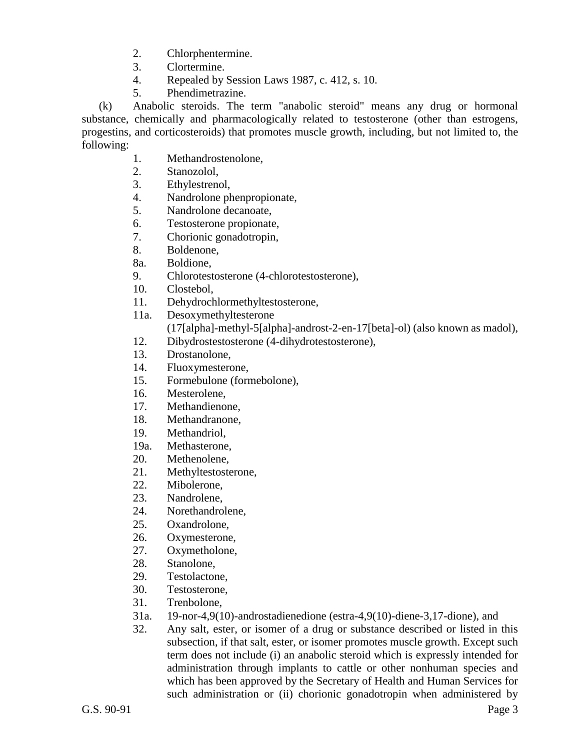2. Chlorphentermine.
3. Clortermine.
4. Repealed by Session Laws 1987, c. 412, s. 10.
5. Phendimetrazine.

(k) Anabolic steroids. The term "anabolic steroid" means any drug or hormonal substance, chemically and pharmacologically related to testosterone (other than estrogens, progestins, and corticosteroids) that promotes muscle growth, including, but not limited to, the following:

1. Methandrostenolone,
2. Stanozolol,
3. Ethylestrenol,
4. Nandrolone phenpropionate,
5. Nandrolone decanoate,
6. Testosterone propionate,
7. Chorionic gonadotropin,
8. Boldenone,
8a. Boldione,
9. Chlorotestosterone (4-chlorotestosterone),
10. Clostebol,
11. Dehydrochlormethyltestosterone,
11a. Desoxymethyltesterone (17[alpha]-methyl-5[alpha]-androst-2-en-17[beta]-ol) (also known as madol),
12. Dibydrostestosterone (4-dihydrotestosterone),
13. Drostanolone,
14. Fluoxymesterone,
15. Formebulone (formebolone),
16. Mesterolene,
17. Methandienone,
18. Methandranone,
19. Methandriol,
19a. Methasterone,
20. Methenolene,
21. Methyltestosterone,
22. Mibolerone,
23. Nandrolene,
24. Norethandrolene,
25. Oxandrolone,
26. Oxymesterone,
27. Oxymetholone,
28. Stanolone,
29. Testolactone,
30. Testosterone,
31. Trenbolone,
31a. 19-nor-4,9(10)-androstadienedione (estra-4,9(10)-diene-3,17-dione), and
32. Any salt, ester, or isomer of a drug or substance described or listed in this subsection, if that salt, ester, or isomer promotes muscle growth. Except such term does not include (i) an anabolic steroid which is expressly intended for administration through implants to cattle or other nonhuman species and which has been approved by the Secretary of Health and Human Services for such administration or (ii) chorionic gonadotropin when administered by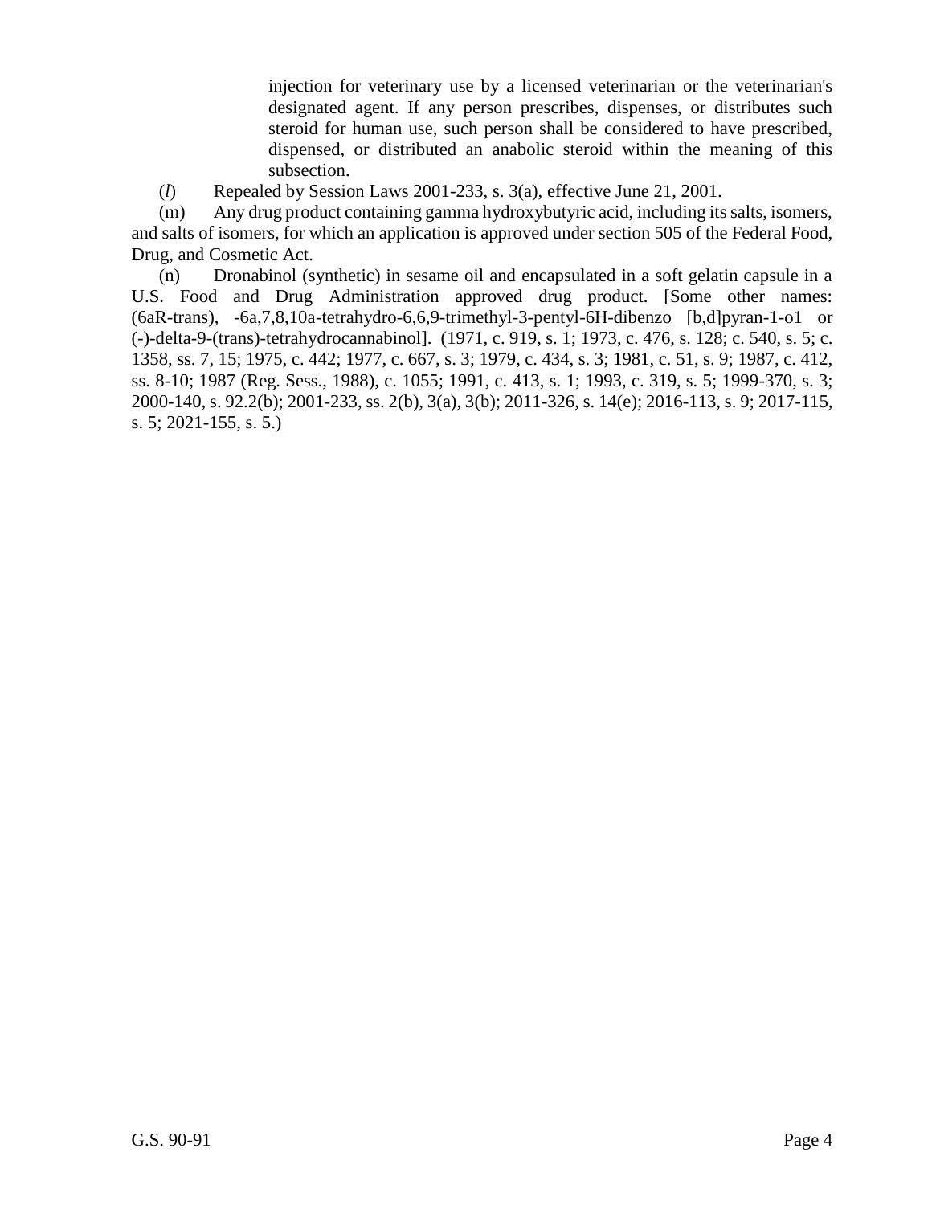injection for veterinary use by a licensed veterinarian or the veterinarian's designated agent. If any person prescribes, dispenses, or distributes such steroid for human use, such person shall be considered to have prescribed, dispensed, or distributed an anabolic steroid within the meaning of this subsection.

(*l*) Repealed by Session Laws 2001-233, s. 3(a), effective June 21, 2001.

(m) Any drug product containing gamma hydroxybutyric acid, including its salts, isomers, and salts of isomers, for which an application is approved under section 505 of the Federal Food, Drug, and Cosmetic Act.

(n) Dronabinol (synthetic) in sesame oil and encapsulated in a soft gelatin capsule in a U.S. Food and Drug Administration approved drug product. [Some other names: (6aR-trans), -6a,7,8,10a-tetrahydro-6,6,9-trimethyl-3-pentyl-6H-dibenzo [b,d]pyran-1-o1 or (-)-delta-9-(trans)-tetrahydrocannabinol]. (1971, c. 919, s. 1; 1973, c. 476, s. 128; c. 540, s. 5; c. 1358, ss. 7, 15; 1975, c. 442; 1977, c. 667, s. 3; 1979, c. 434, s. 3; 1981, c. 51, s. 9; 1987, c. 412, ss. 8-10; 1987 (Reg. Sess., 1988), c. 1055; 1991, c. 413, s. 1; 1993, c. 319, s. 5; 1999-370, s. 3; 2000-140, s. 92.2(b); 2001-233, ss. 2(b), 3(a), 3(b); 2011-326, s. 14(e); 2016-113, s. 9; 2017-115, s. 5; 2021-155, s. 5.)